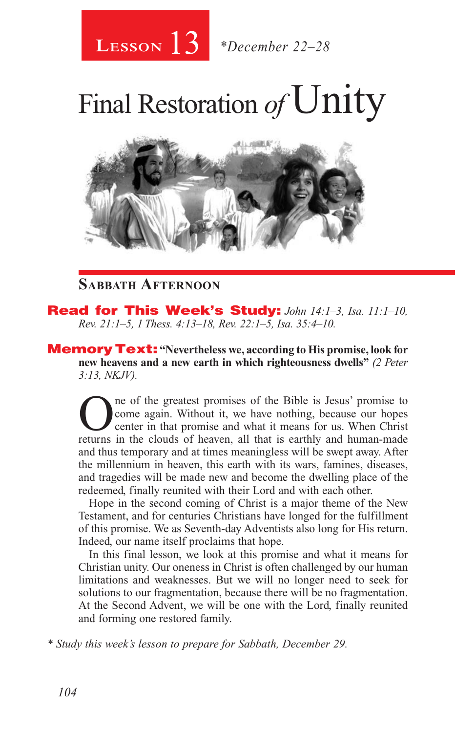# Lesson 13 *December 22–28

# Final Restoration *of* Unity

## Sabbath Afternoon

**Read for This Week's Study:** *John 14:1–3, Isa. 11:1–10, Rev. 21:1–5, 1 Thess. 4:13–18, Rev. 22:1–5, Isa. 35:4–10.*

**Memory Text:** **"Nevertheless we, according to His promise, look for new heavens and a new earth in which righteousness dwells"** *(2 Peter 3:13, NKJV).*

One of the greatest promises of the Bible is Jesus' promise to come again. Without it, we have nothing, because our hopes center in that promise and what it means for us. When Christ returns in the clouds of heaven, all that is earthly and human-made and thus temporary and at times meaningless will be swept away. After the millennium in heaven, this earth with its wars, famines, diseases, and tragedies will be made new and become the dwelling place of the redeemed, finally reunited with their Lord and with each other.

Hope in the second coming of Christ is a major theme of the New Testament, and for centuries Christians have longed for the fulfillment of this promise. We as Seventh-day Adventists also long for His return. Indeed, our name itself proclaims that hope.

In this final lesson, we look at this promise and what it means for Christian unity. Our oneness in Christ is often challenged by our human limitations and weaknesses. But we will no longer need to seek for solutions to our fragmentation, because there will be no fragmentation. At the Second Advent, we will be one with the Lord, finally reunited and forming one restored family.

*\* Study this week's lesson to prepare for Sabbath, December 29.*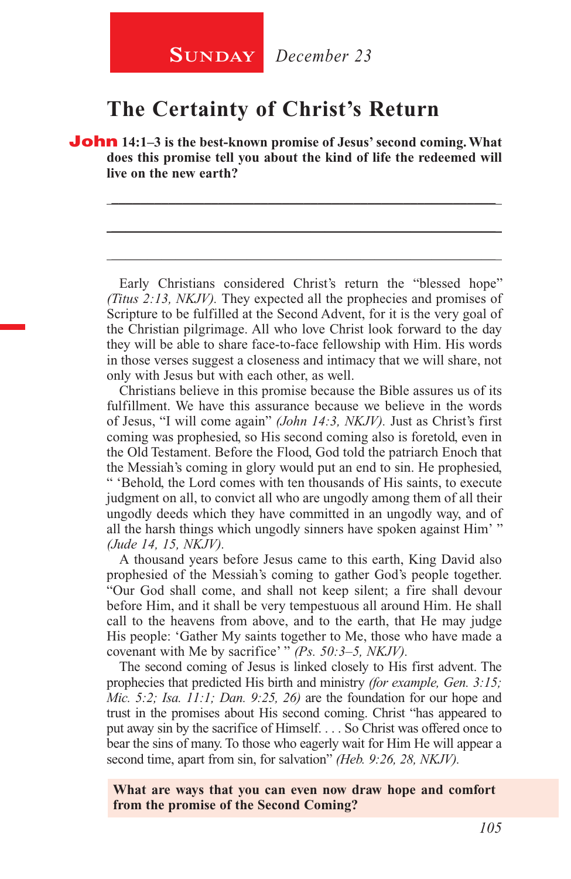**Sunday** *December 23*

# The Certainty of Christ's Return

**John 14:1–3 is the best-known promise of Jesus' second coming. What does this promise tell you about the kind of life the redeemed will live on the new earth?**

_______________________________________________

_______________________________________________

_______________________________________________

Early Christians considered Christ's return the "blessed hope" *(Titus 2:13, NKJV).* They expected all the prophecies and promises of Scripture to be fulfilled at the Second Advent, for it is the very goal of the Christian pilgrimage. All who love Christ look forward to the day they will be able to share face-to-face fellowship with Him. His words in those verses suggest a closeness and intimacy that we will share, not only with Jesus but with each other, as well.

Christians believe in this promise because the Bible assures us of its fulfillment. We have this assurance because we believe in the words of Jesus, "I will come again" *(John 14:3, NKJV).* Just as Christ's first coming was prophesied, so His second coming also is foretold, even in the Old Testament. Before the Flood, God told the patriarch Enoch that the Messiah's coming in glory would put an end to sin. He prophesied, " 'Behold, the Lord comes with ten thousands of His saints, to execute judgment on all, to convict all who are ungodly among them of all their ungodly deeds which they have committed in an ungodly way, and of all the harsh things which ungodly sinners have spoken against Him' " *(Jude 14, 15, NKJV).*

A thousand years before Jesus came to this earth, King David also prophesied of the Messiah's coming to gather God's people together. "Our God shall come, and shall not keep silent; a fire shall devour before Him, and it shall be very tempestuous all around Him. He shall call to the heavens from above, and to the earth, that He may judge His people: 'Gather My saints together to Me, those who have made a covenant with Me by sacrifice' " *(Ps. 50:3–5, NKJV).*

The second coming of Jesus is linked closely to His first advent. The prophecies that predicted His birth and ministry *(for example, Gen. 3:15; Mic. 5:2; Isa. 11:1; Dan. 9:25, 26)* are the foundation for our hope and trust in the promises about His second coming. Christ "has appeared to put away sin by the sacrifice of Himself. . . . So Christ was offered once to bear the sins of many. To those who eagerly wait for Him He will appear a second time, apart from sin, for salvation" *(Heb. 9:26, 28, NKJV).*

**What are ways that you can even now draw hope and comfort from the promise of the Second Coming?**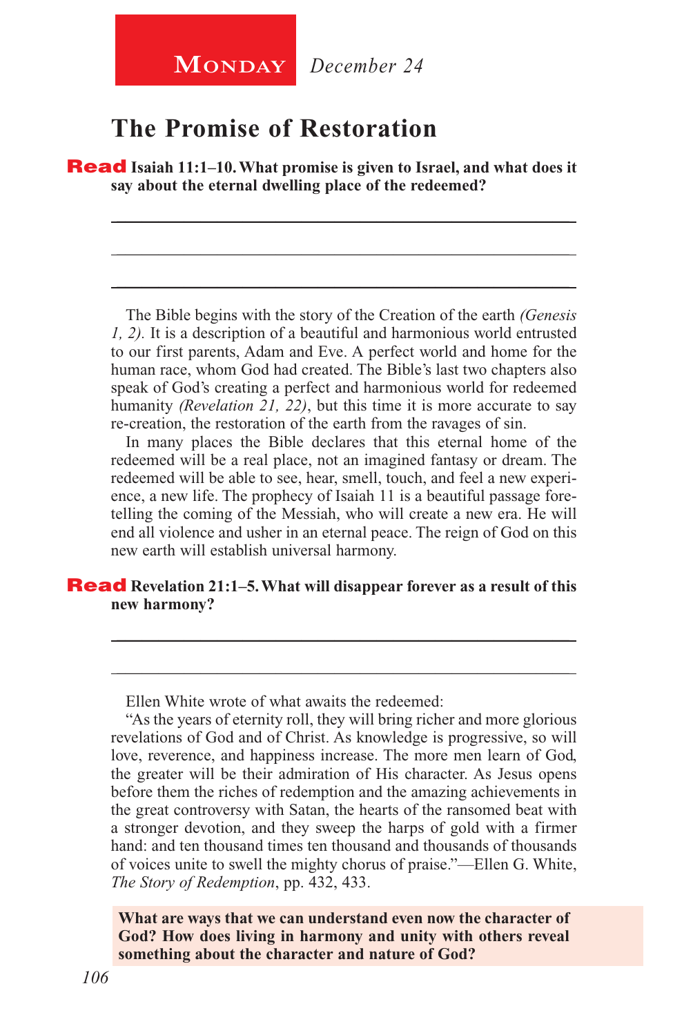**Monday** *December 24*

# The Promise of Restoration

**Read Isaiah 11:1–10. What promise is given to Israel, and what does it say about the eternal dwelling place of the redeemed?**

The Bible begins with the story of the Creation of the earth *(Genesis 1, 2).* It is a description of a beautiful and harmonious world entrusted to our first parents, Adam and Eve. A perfect world and home for the human race, whom God had created. The Bible's last two chapters also speak of God's creating a perfect and harmonious world for redeemed humanity *(Revelation 21, 22)*, but this time it is more accurate to say re-creation, the restoration of the earth from the ravages of sin.

In many places the Bible declares that this eternal home of the redeemed will be a real place, not an imagined fantasy or dream. The redeemed will be able to see, hear, smell, touch, and feel a new experience, a new life. The prophecy of Isaiah 11 is a beautiful passage foretelling the coming of the Messiah, who will create a new era. He will end all violence and usher in an eternal peace. The reign of God on this new earth will establish universal harmony.

**Read Revelation 21:1–5. What will disappear forever as a result of this new harmony?**

Ellen White wrote of what awaits the redeemed:

"As the years of eternity roll, they will bring richer and more glorious revelations of God and of Christ. As knowledge is progressive, so will love, reverence, and happiness increase. The more men learn of God, the greater will be their admiration of His character. As Jesus opens before them the riches of redemption and the amazing achievements in the great controversy with Satan, the hearts of the ransomed beat with a stronger devotion, and they sweep the harps of gold with a firmer hand: and ten thousand times ten thousand and thousands of thousands of voices unite to swell the mighty chorus of praise."—Ellen G. White, *The Story of Redemption*, pp. 432, 433.

**What are ways that we can understand even now the character of God? How does living in harmony and unity with others reveal something about the character and nature of God?**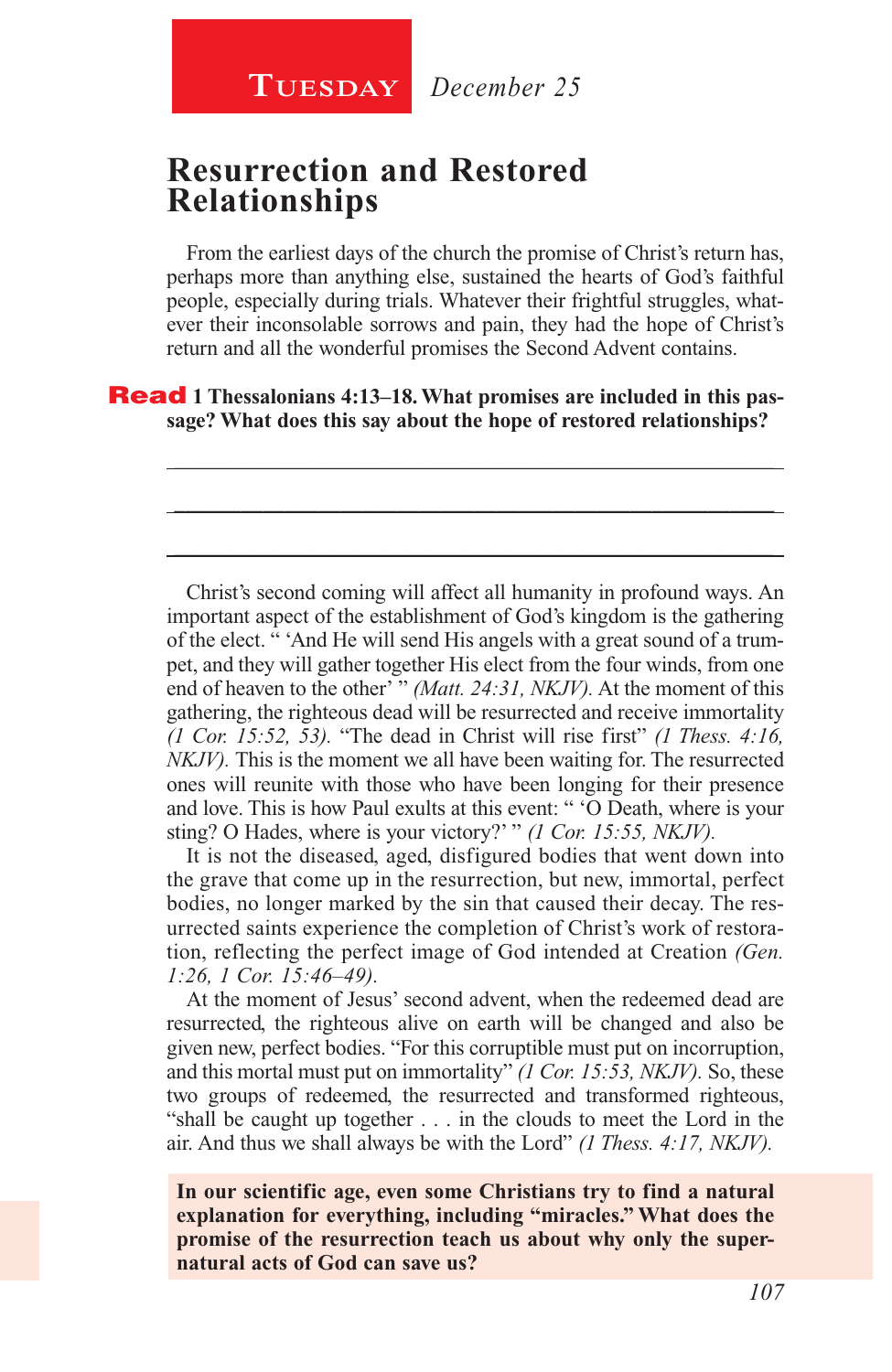**Tuesday** *December 25*

# Resurrection and Restored Relationships

From the earliest days of the church the promise of Christ's return has, perhaps more than anything else, sustained the hearts of God's faithful people, especially during trials. Whatever their frightful struggles, whatever their inconsolable sorrows and pain, they had the hope of Christ's return and all the wonderful promises the Second Advent contains.

**Read 1 Thessalonians 4:13–18. What promises are included in this passage? What does this say about the hope of restored relationships?**

_______________________________________________

_______________________________________________

_______________________________________________

Christ's second coming will affect all humanity in profound ways. An important aspect of the establishment of God's kingdom is the gathering of the elect. " 'And He will send His angels with a great sound of a trumpet, and they will gather together His elect from the four winds, from one end of heaven to the other' " *(Matt. 24:31, NKJV).* At the moment of this gathering, the righteous dead will be resurrected and receive immortality *(1 Cor. 15:52, 53).* "The dead in Christ will rise first" *(1 Thess. 4:16, NKJV).* This is the moment we all have been waiting for. The resurrected ones will reunite with those who have been longing for their presence and love. This is how Paul exults at this event: " 'O Death, where is your sting? O Hades, where is your victory?' " *(1 Cor. 15:55, NKJV).*

It is not the diseased, aged, disfigured bodies that went down into the grave that come up in the resurrection, but new, immortal, perfect bodies, no longer marked by the sin that caused their decay. The resurrected saints experience the completion of Christ's work of restoration, reflecting the perfect image of God intended at Creation *(Gen. 1:26, 1 Cor. 15:46–49).*

At the moment of Jesus' second advent, when the redeemed dead are resurrected, the righteous alive on earth will be changed and also be given new, perfect bodies. "For this corruptible must put on incorruption, and this mortal must put on immortality" *(1 Cor. 15:53, NKJV).* So, these two groups of redeemed, the resurrected and transformed righteous, "shall be caught up together . . . in the clouds to meet the Lord in the air. And thus we shall always be with the Lord" *(1 Thess. 4:17, NKJV).*

**In our scientific age, even some Christians try to find a natural explanation for everything, including "miracles." What does the promise of the resurrection teach us about why only the supernatural acts of God can save us?**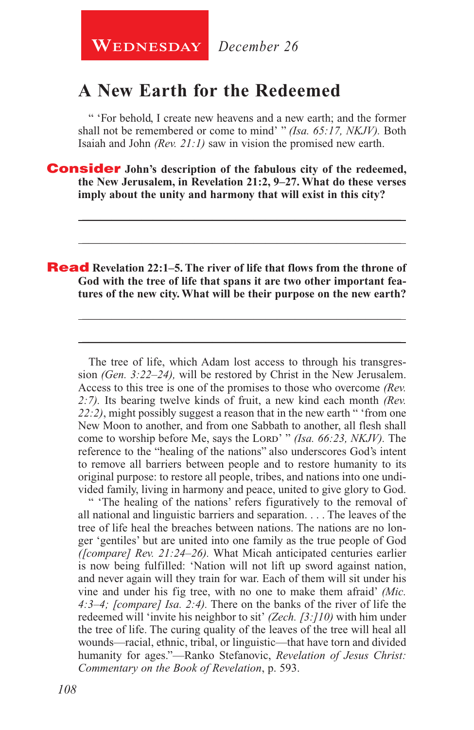**Wednesday** *December 26*

# A New Earth for the Redeemed

" 'For behold, I create new heavens and a new earth; and the former shall not be remembered or come to mind' " *(Isa. 65:17, NKJV).* Both Isaiah and John *(Rev. 21:1)* saw in vision the promised new earth.

**Consider John's description of the fabulous city of the redeemed, the New Jerusalem, in Revelation 21:2, 9–27. What do these verses imply about the unity and harmony that will exist in this city?**

---

---

**Read Revelation 22:1–5. The river of life that flows from the throne of God with the tree of life that spans it are two other important features of the new city. What will be their purpose on the new earth?**

---

---

The tree of life, which Adam lost access to through his transgression *(Gen. 3:22–24),* will be restored by Christ in the New Jerusalem. Access to this tree is one of the promises to those who overcome *(Rev. 2:7).* Its bearing twelve kinds of fruit, a new kind each month *(Rev. 22:2)*, might possibly suggest a reason that in the new earth " 'from one New Moon to another, and from one Sabbath to another, all flesh shall come to worship before Me, says the LORD' " *(Isa. 66:23, NKJV).* The reference to the "healing of the nations" also underscores God's intent to remove all barriers between people and to restore humanity to its original purpose: to restore all people, tribes, and nations into one undivided family, living in harmony and peace, united to give glory to God.

" 'The healing of the nations' refers figuratively to the removal of all national and linguistic barriers and separation. . . . The leaves of the tree of life heal the breaches between nations. The nations are no longer 'gentiles' but are united into one family as the true people of God *([compare] Rev. 21:24–26).* What Micah anticipated centuries earlier is now being fulfilled: 'Nation will not lift up sword against nation, and never again will they train for war. Each of them will sit under his vine and under his fig tree, with no one to make them afraid' *(Mic. 4:3–4; [compare] Isa. 2:4).* There on the banks of the river of life the redeemed will 'invite his neighbor to sit' *(Zech. [3:]10)* with him under the tree of life. The curing quality of the leaves of the tree will heal all wounds—racial, ethnic, tribal, or linguistic—that have torn and divided humanity for ages."—Ranko Stefanovic, *Revelation of Jesus Christ: Commentary on the Book of Revelation*, p. 593.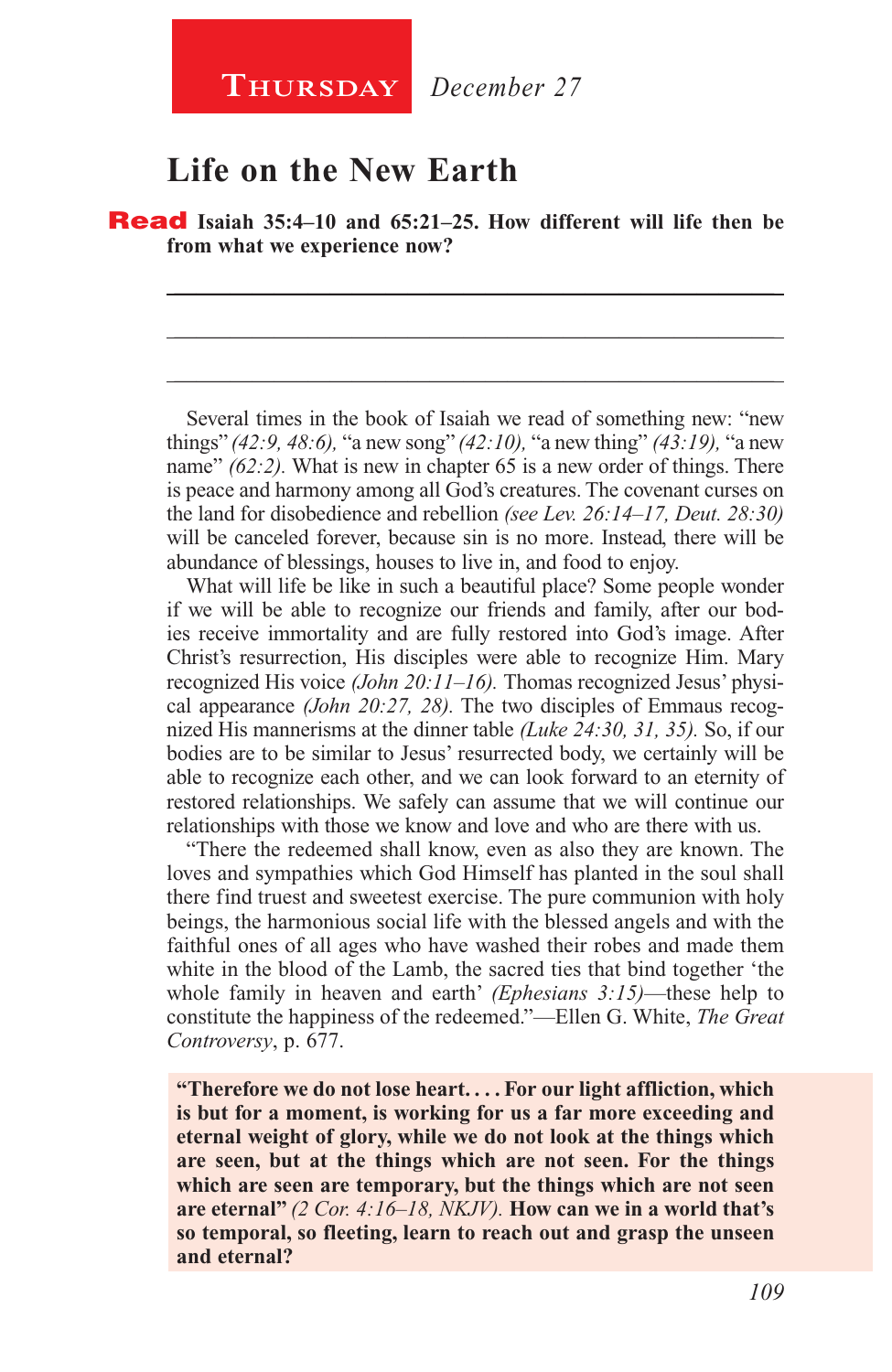**Thursday** *December 27*

# Life on the New Earth

**Read Isaiah 35:4–10 and 65:21–25. How different will life then be from what we experience now?**

Several times in the book of Isaiah we read of something new: "new things" *(42:9, 48:6),* "a new song" *(42:10),* "a new thing" *(43:19),* "a new name" *(62:2).* What is new in chapter 65 is a new order of things. There is peace and harmony among all God's creatures. The covenant curses on the land for disobedience and rebellion *(see Lev. 26:14–17, Deut. 28:30)* will be canceled forever, because sin is no more. Instead, there will be abundance of blessings, houses to live in, and food to enjoy.

What will life be like in such a beautiful place? Some people wonder if we will be able to recognize our friends and family, after our bodies receive immortality and are fully restored into God's image. After Christ's resurrection, His disciples were able to recognize Him. Mary recognized His voice *(John 20:11–16).* Thomas recognized Jesus' physical appearance *(John 20:27, 28).* The two disciples of Emmaus recognized His mannerisms at the dinner table *(Luke 24:30, 31, 35).* So, if our bodies are to be similar to Jesus' resurrected body, we certainly will be able to recognize each other, and we can look forward to an eternity of restored relationships. We safely can assume that we will continue our relationships with those we know and love and who are there with us.

"There the redeemed shall know, even as also they are known. The loves and sympathies which God Himself has planted in the soul shall there find truest and sweetest exercise. The pure communion with holy beings, the harmonious social life with the blessed angels and with the faithful ones of all ages who have washed their robes and made them white in the blood of the Lamb, the sacred ties that bind together 'the whole family in heaven and earth' *(Ephesians 3:15)*—these help to constitute the happiness of the redeemed."—Ellen G. White, *The Great Controversy*, p. 677.

**"Therefore we do not lose heart. . . . For our light affliction, which is but for a moment, is working for us a far more exceeding and eternal weight of glory, while we do not look at the things which are seen, but at the things which are not seen. For the things which are seen are temporary, but the things which are not seen are eternal"** *(2 Cor. 4:16–18, NKJV).* **How can we in a world that's so temporal, so fleeting, learn to reach out and grasp the unseen and eternal?**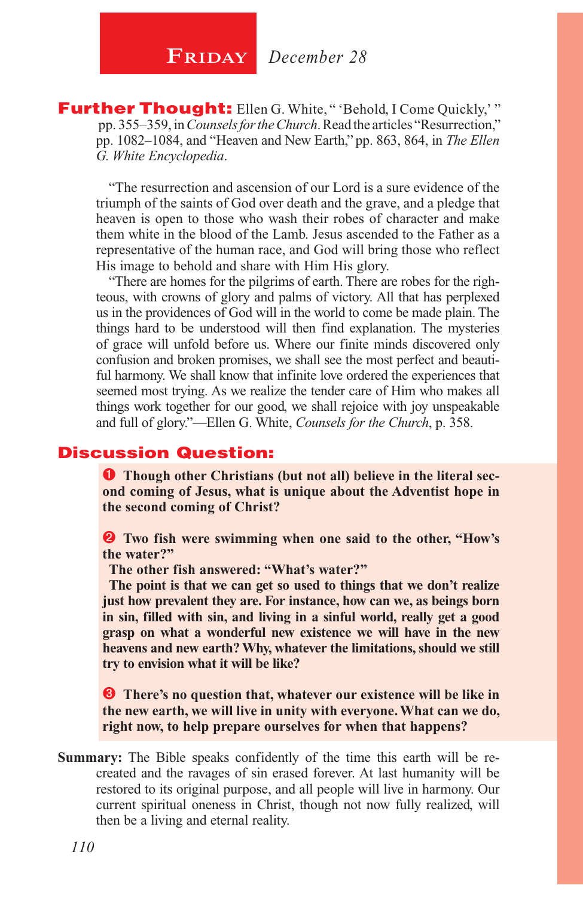## **Friday** *December 28*

**Further Thought:** Ellen G. White, " 'Behold, I Come Quickly,' " pp. 355–359, in *Counsels for the Church*. Read the articles "Resurrection," pp. 1082–1084, and "Heaven and New Earth," pp. 863, 864, in *The Ellen G. White Encyclopedia*.

"The resurrection and ascension of our Lord is a sure evidence of the triumph of the saints of God over death and the grave, and a pledge that heaven is open to those who wash their robes of character and make them white in the blood of the Lamb. Jesus ascended to the Father as a representative of the human race, and God will bring those who reflect His image to behold and share with Him His glory.

"There are homes for the pilgrims of earth. There are robes for the righteous, with crowns of glory and palms of victory. All that has perplexed us in the providences of God will in the world to come be made plain. The things hard to be understood will then find explanation. The mysteries of grace will unfold before us. Where our finite minds discovered only confusion and broken promises, we shall see the most perfect and beautiful harmony. We shall know that infinite love ordered the experiences that seemed most trying. As we realize the tender care of Him who makes all things work together for our good, we shall rejoice with joy unspeakable and full of glory."—Ellen G. White, *Counsels for the Church*, p. 358.

## Discussion Question:

**❶ Though other Christians (but not all) believe in the literal second coming of Jesus, what is unique about the Adventist hope in the second coming of Christ?**

**❷ Two fish were swimming when one said to the other, "How's the water?"**

**The other fish answered: "What's water?"**

**The point is that we can get so used to things that we don't realize just how prevalent they are. For instance, how can we, as beings born in sin, filled with sin, and living in a sinful world, really get a good grasp on what a wonderful new existence we will have in the new heavens and new earth? Why, whatever the limitations, should we still try to envision what it will be like?**

**❸ There's no question that, whatever our existence will be like in the new earth, we will live in unity with everyone. What can we do, right now, to help prepare ourselves for when that happens?**

**Summary:** The Bible speaks confidently of the time this earth will be recreated and the ravages of sin erased forever. At last humanity will be restored to its original purpose, and all people will live in harmony. Our current spiritual oneness in Christ, though not now fully realized, will then be a living and eternal reality.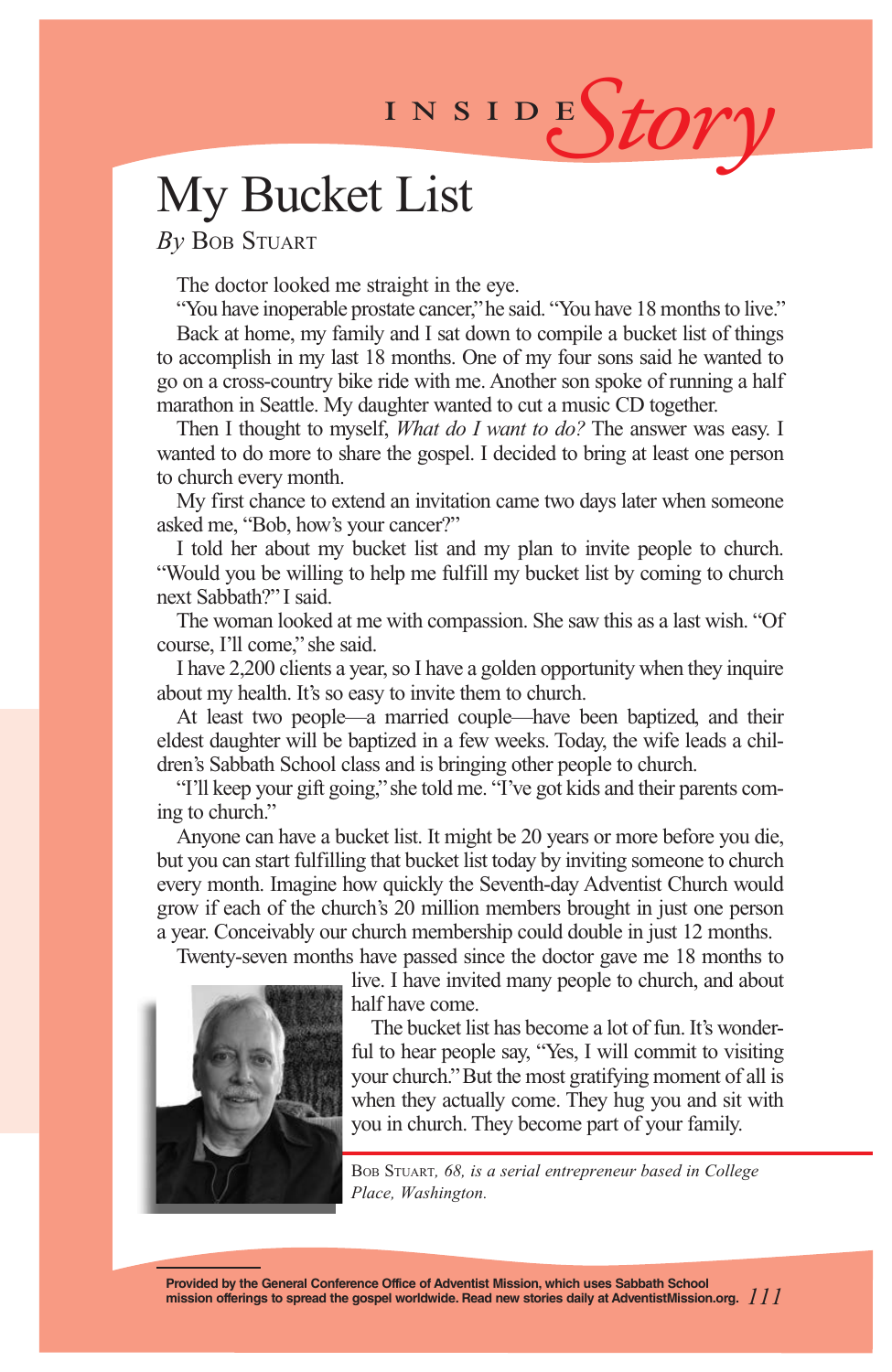INSIDE *Story*

# My Bucket List

*By* Bob Stuart

The doctor looked me straight in the eye.

"You have inoperable prostate cancer," he said. "You have 18 months to live."

Back at home, my family and I sat down to compile a bucket list of things to accomplish in my last 18 months. One of my four sons said he wanted to go on a cross-country bike ride with me. Another son spoke of running a half marathon in Seattle. My daughter wanted to cut a music CD together.

Then I thought to myself, *What do I want to do?* The answer was easy. I wanted to do more to share the gospel. I decided to bring at least one person to church every month.

My first chance to extend an invitation came two days later when someone asked me, "Bob, how's your cancer?"

I told her about my bucket list and my plan to invite people to church. "Would you be willing to help me fulfill my bucket list by coming to church next Sabbath?" I said.

The woman looked at me with compassion. She saw this as a last wish. "Of course, I'll come," she said.

I have 2,200 clients a year, so I have a golden opportunity when they inquire about my health. It's so easy to invite them to church.

At least two people—a married couple—have been baptized, and their eldest daughter will be baptized in a few weeks. Today, the wife leads a children's Sabbath School class and is bringing other people to church.

"I'll keep your gift going," she told me. "I've got kids and their parents coming to church."

Anyone can have a bucket list. It might be 20 years or more before you die, but you can start fulfilling that bucket list today by inviting someone to church every month. Imagine how quickly the Seventh-day Adventist Church would grow if each of the church's 20 million members brought in just one person a year. Conceivably our church membership could double in just 12 months.

Twenty-seven months have passed since the doctor gave me 18 months to live. I have invited many people to church, and about half have come.

The bucket list has become a lot of fun. It's wonderful to hear people say, "Yes, I will commit to visiting your church." But the most gratifying moment of all is when they actually come. They hug you and sit with you in church. They become part of your family.

Bob Stuart, *68, is a serial entrepreneur based in College Place, Washington.*

**Provided by the General Conference Office of Adventist Mission, which uses Sabbath School mission offerings to spread the gospel worldwide. Read new stories daily at AdventistMission.org.**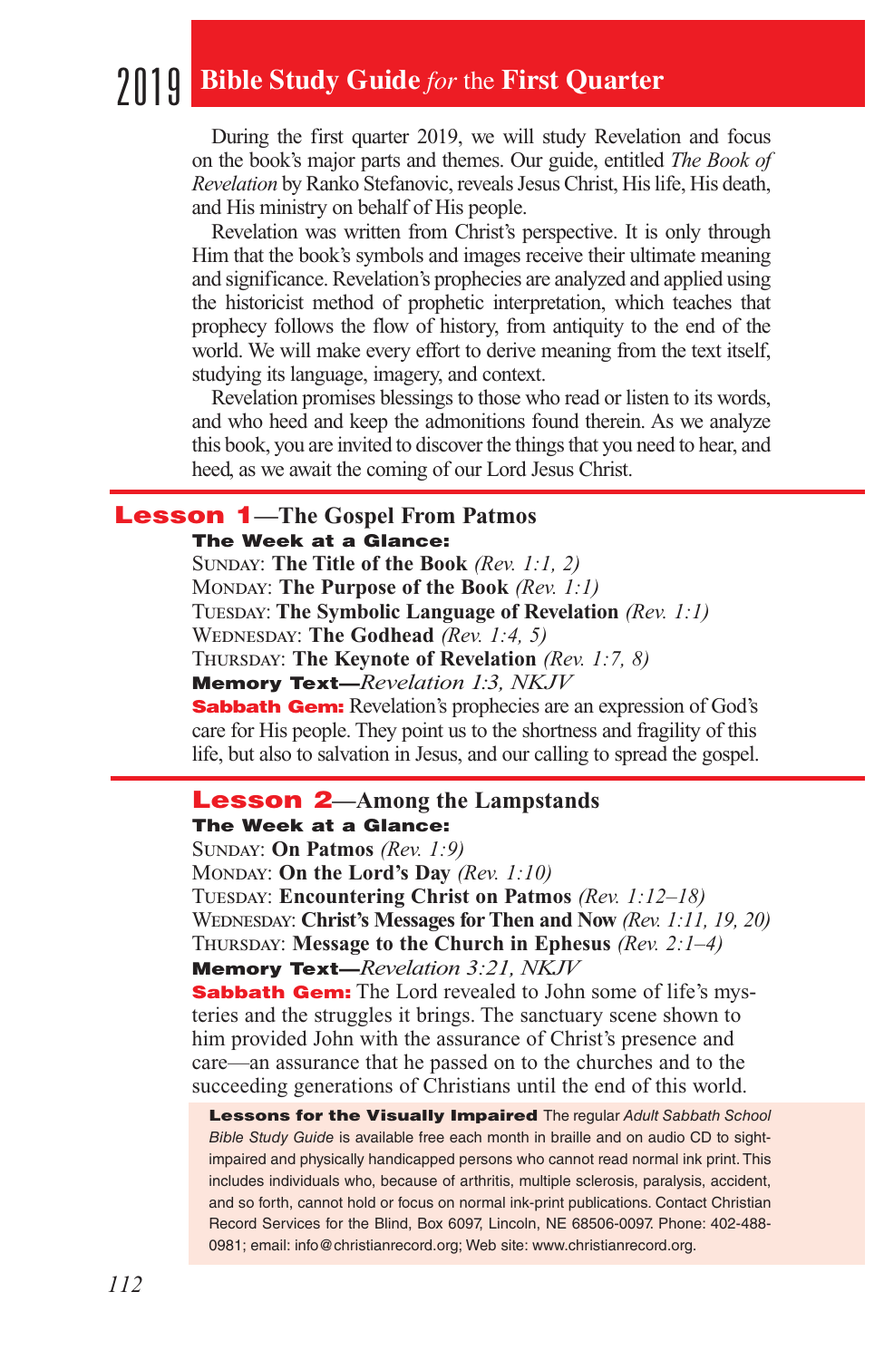# 2019 Bible Study Guide *for* the First Quarter

During the first quarter 2019, we will study Revelation and focus on the book's major parts and themes. Our guide, entitled *The Book of Revelation* by Ranko Stefanovic, reveals Jesus Christ, His life, His death, and His ministry on behalf of His people.

Revelation was written from Christ's perspective. It is only through Him that the book's symbols and images receive their ultimate meaning and significance. Revelation's prophecies are analyzed and applied using the historicist method of prophetic interpretation, which teaches that prophecy follows the flow of history, from antiquity to the end of the world. We will make every effort to derive meaning from the text itself, studying its language, imagery, and context.

Revelation promises blessings to those who read or listen to its words, and who heed and keep the admonitions found therein. As we analyze this book, you are invited to discover the things that you need to hear, and heed, as we await the coming of our Lord Jesus Christ.

## Lesson 1—The Gospel From Patmos

**The Week at a Glance:**

SUNDAY: **The Title of the Book** *(Rev. 1:1, 2)*
MONDAY: **The Purpose of the Book** *(Rev. 1:1)*
TUESDAY: **The Symbolic Language of Revelation** *(Rev. 1:1)*
WEDNESDAY: **The Godhead** *(Rev. 1:4, 5)*
THURSDAY: **The Keynote of Revelation** *(Rev. 1:7, 8)*

**Memory Text—***Revelation 1:3, NKJV*

**Sabbath Gem:** Revelation's prophecies are an expression of God's care for His people. They point us to the shortness and fragility of this life, but also to salvation in Jesus, and our calling to spread the gospel.

## Lesson 2—Among the Lampstands

**The Week at a Glance:**

SUNDAY: **On Patmos** *(Rev. 1:9)*
MONDAY: **On the Lord's Day** *(Rev. 1:10)*
TUESDAY: **Encountering Christ on Patmos** *(Rev. 1:12–18)*
WEDNESDAY: **Christ's Messages for Then and Now** *(Rev. 1:11, 19, 20)*
THURSDAY: **Message to the Church in Ephesus** *(Rev. 2:1–4)*

**Memory Text—***Revelation 3:21, NKJV*

**Sabbath Gem:** The Lord revealed to John some of life's mysteries and the struggles it brings. The sanctuary scene shown to him provided John with the assurance of Christ's presence and care—an assurance that he passed on to the churches and to the succeeding generations of Christians until the end of this world.

**Lessons for the Visually Impaired** The regular *Adult Sabbath School Bible Study Guide* is available free each month in braille and on audio CD to sight-impaired and physically handicapped persons who cannot read normal ink print. This includes individuals who, because of arthritis, multiple sclerosis, paralysis, accident, and so forth, cannot hold or focus on normal ink-print publications. Contact Christian Record Services for the Blind, Box 6097, Lincoln, NE 68506-0097. Phone: 402-488-0981; email: info@christianrecord.org; Web site: www.christianrecord.org.